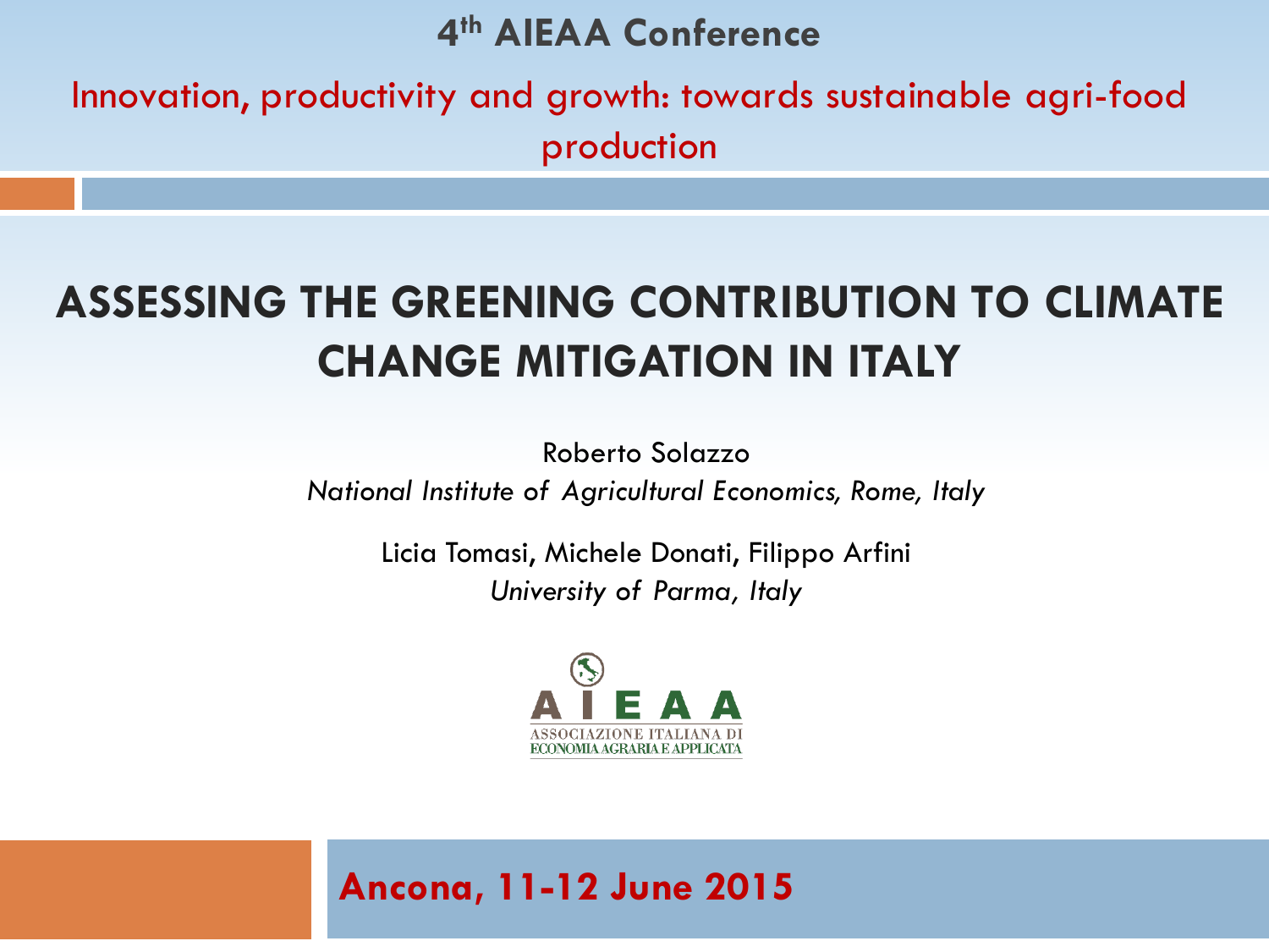**4th AIEAA Conference**

Innovation, productivity and growth: towards sustainable agri-food production

# ASSESSING THE GREENING CONTRIBUTION TO CLIMATE CHANGE MITIGATION IN ITALY

Roberto Solazzo

*National Institute of Agricultural Economics, Rome, Italy*

Licia Tomasi, Michele Donati, Filippo Arfini

*University of Parma, Italy*

AIEAA
ASSOCIAZIONE ITALIANA DI ECONOMIA AGRARIA E APPLICATA

**Ancona, 11-12 June 2015**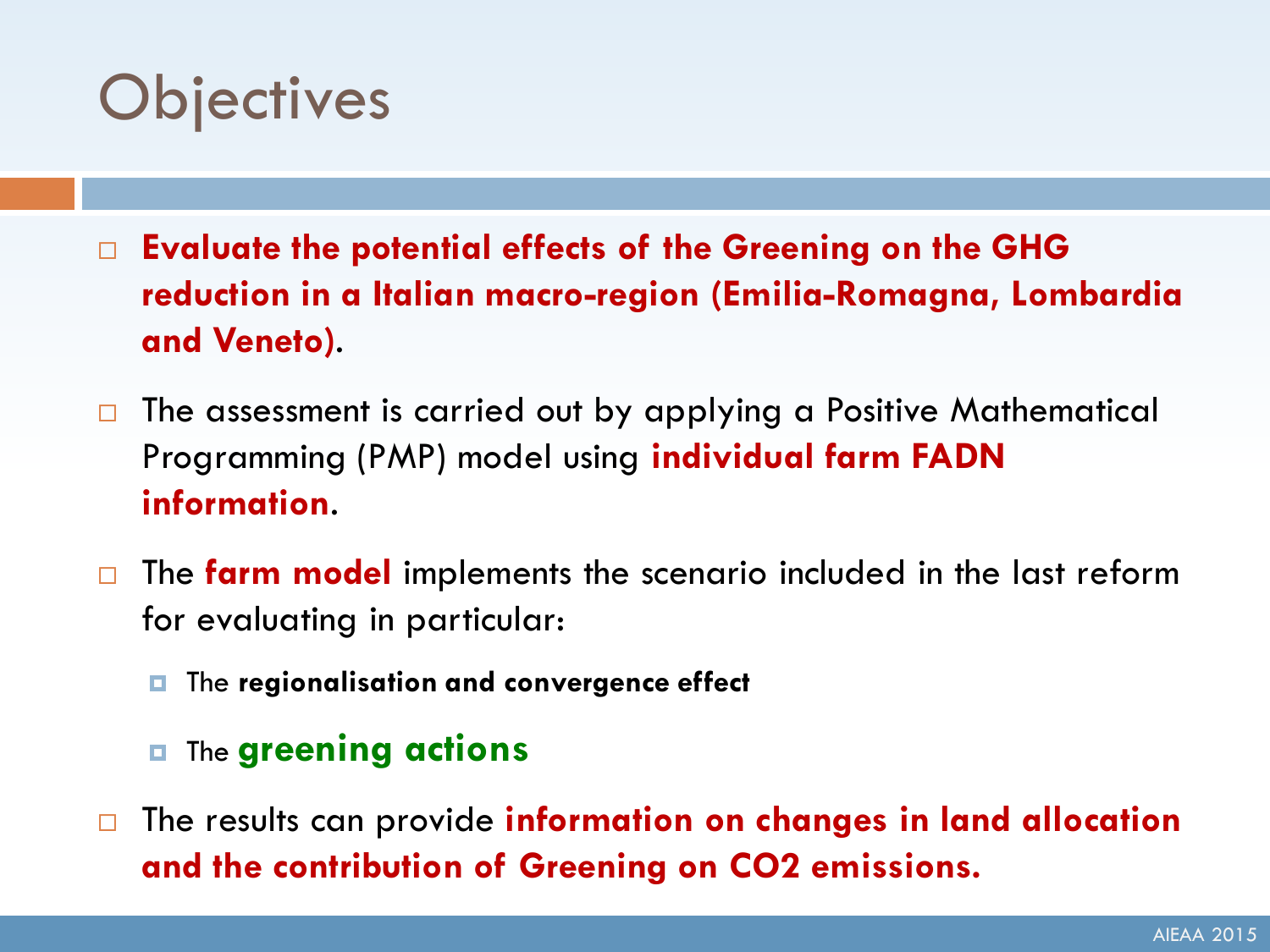# Objectives

- **Evaluate the potential effects of the Greening on the GHG reduction in a Italian macro-region (Emilia-Romagna, Lombardia and Veneto).**
- The assessment is carried out by applying a Positive Mathematical Programming (PMP) model using **individual farm FADN information**.
- The **farm model** implements the scenario included in the last reform for evaluating in particular:
  - The **regionalisation and convergence effect**
  - The **greening actions**
- The results can provide **information on changes in land allocation and the contribution of Greening on CO2 emissions.**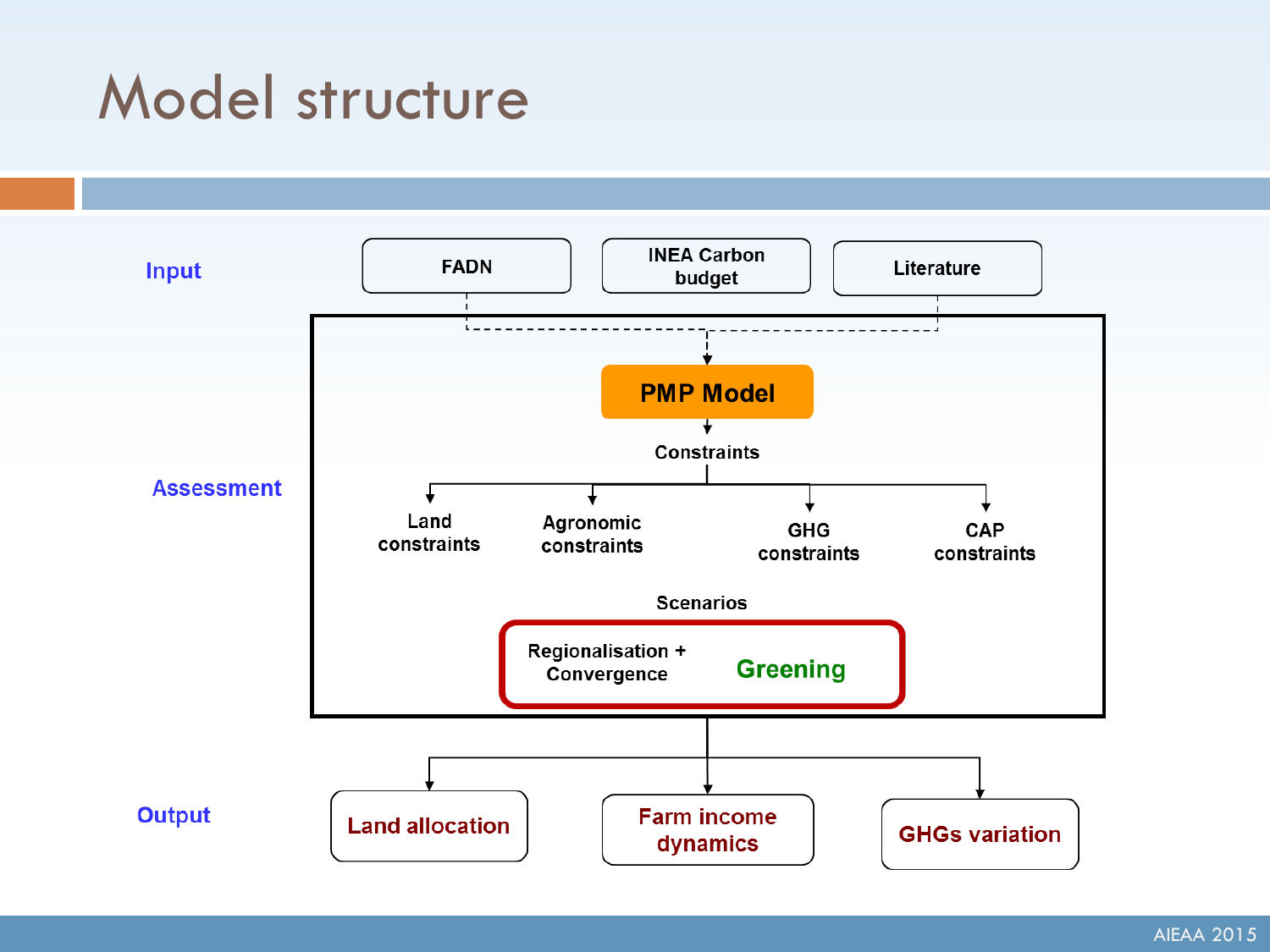# Model structure

**Input**

- FADN
- INEA Carbon budget
- Literature

**Assessment**

**PMP Model**

Constraints

- Land constraints
- Agronomic constraints
- GHG constraints
- CAP constraints

Scenarios

- Regionalisation + Convergence
- Greening

**Output**

- Land allocation
- Farm income dynamics
- GHGs variation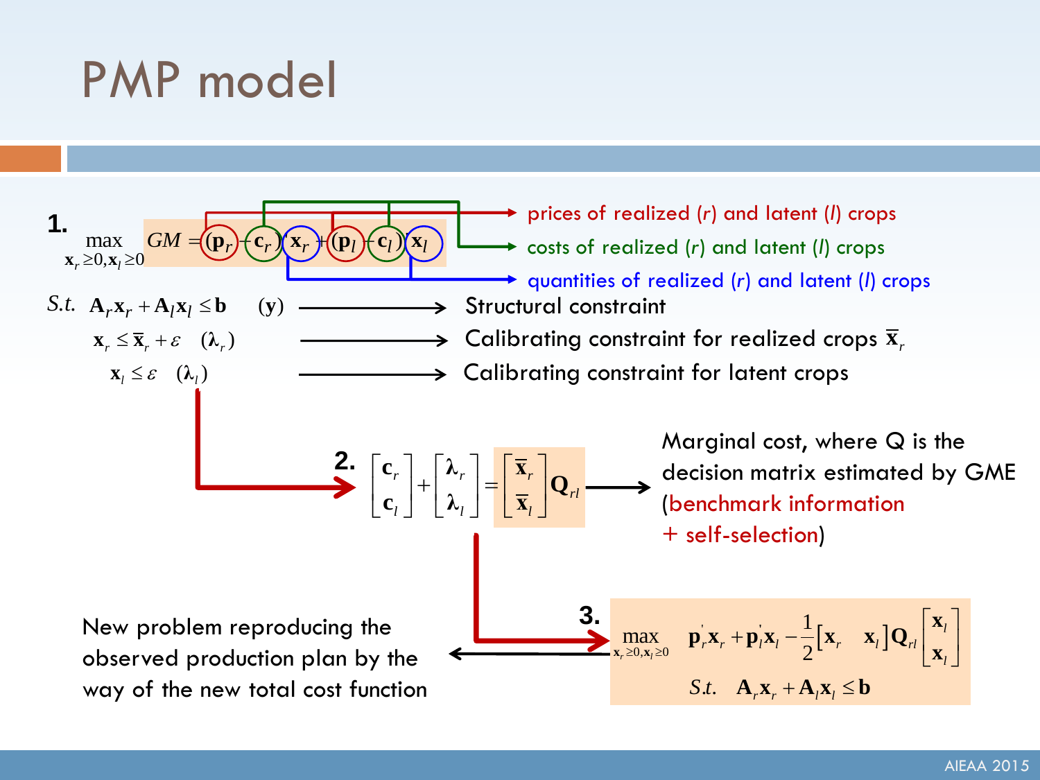# PMP model

**1.**

$$\max_{\mathbf{x}_r \geq 0, \mathbf{x}_l \geq 0} GM = (\mathbf{p}_r - \mathbf{c}_r)\mathbf{x}_r + (\mathbf{p}_l - \mathbf{c}_l)\mathbf{x}_l$$

- $\mathbf{p}_r$, $\mathbf{p}_l$ → prices of realized ($r$) and latent ($l$) crops
- $\mathbf{c}_r$, $\mathbf{c}_l$ → costs of realized ($r$) and latent ($l$) crops
- $\mathbf{x}_r$, $\mathbf{x}_l$ → quantities of realized ($r$) and latent ($l$) crops

$S.t.$

- $\mathbf{A}_r\mathbf{x}_r + \mathbf{A}_l\mathbf{x}_l \leq \mathbf{b} \quad (\mathbf{y})$ → Structural constraint
- $\mathbf{x}_r \leq \bar{\mathbf{x}}_r + \varepsilon \quad (\boldsymbol{\lambda}_r)$ → Calibrating constraint for realized crops $\bar{\mathbf{x}}_r$
- $\mathbf{x}_l \leq \varepsilon \quad (\boldsymbol{\lambda}_l)$ → Calibrating constraint for latent crops

**2.**

$$\begin{bmatrix} \mathbf{c}_r \\ \mathbf{c}_l \end{bmatrix} + \begin{bmatrix} \boldsymbol{\lambda}_r \\ \boldsymbol{\lambda}_l \end{bmatrix} = \begin{bmatrix} \bar{\mathbf{x}}_r \\ \bar{\mathbf{x}}_l \end{bmatrix} \mathbf{Q}_{rl}$$

→ Marginal cost, where Q is the decision matrix estimated by GME (benchmark information + self-selection)

**3.**

$$\max_{\mathbf{x}_r \geq 0, \mathbf{x}_l \geq 0} \quad \mathbf{p}_r'\mathbf{x}_r + \mathbf{p}_l'\mathbf{x}_l - \frac{1}{2}\begin{bmatrix} \mathbf{x}_r & \mathbf{x}_l \end{bmatrix} \mathbf{Q}_{rl} \begin{bmatrix} \mathbf{x}_l \\ \mathbf{x}_l \end{bmatrix}$$

$$S.t. \quad \mathbf{A}_r\mathbf{x}_r + \mathbf{A}_l\mathbf{x}_l \leq \mathbf{b}$$

→ New problem reproducing the observed production plan by the way of the new total cost function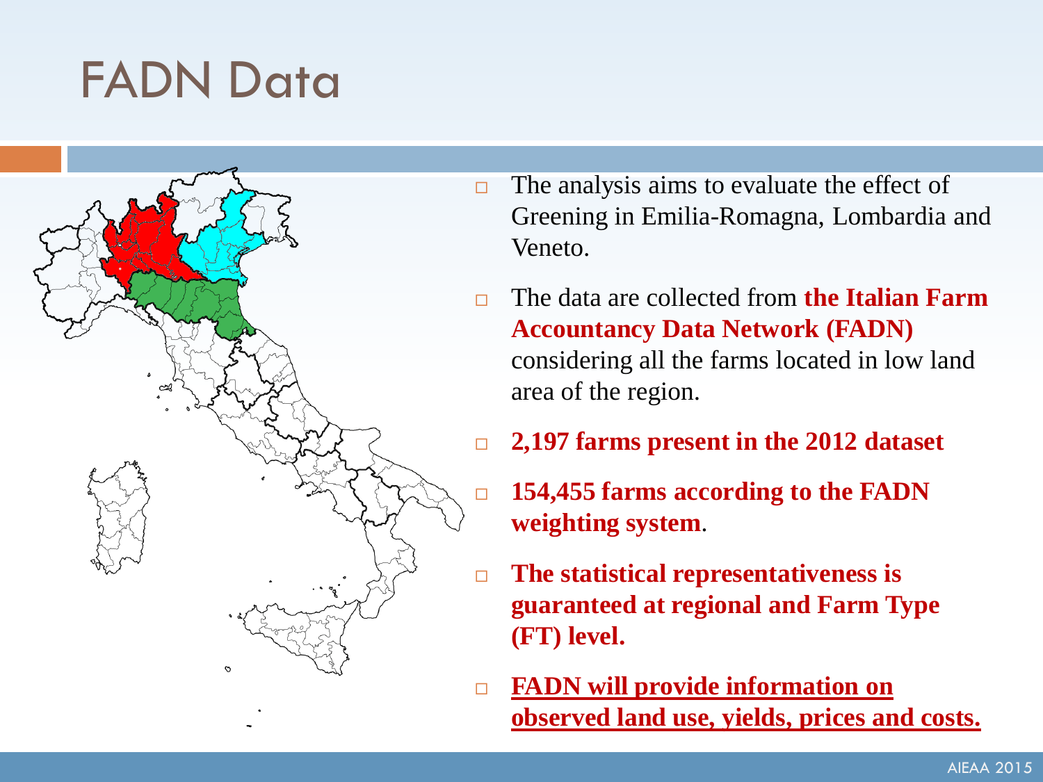# FADN Data

- The analysis aims to evaluate the effect of Greening in Emilia-Romagna, Lombardia and Veneto.
- The data are collected from **the Italian Farm Accountancy Data Network (FADN)** considering all the farms located in low land area of the region.
- **2,197 farms present in the 2012 dataset**
- **154,455 farms according to the FADN weighting system**.
- **The statistical representativeness is guaranteed at regional and Farm Type (FT) level.**
- **FADN will provide information on observed land use, yields, prices and costs.**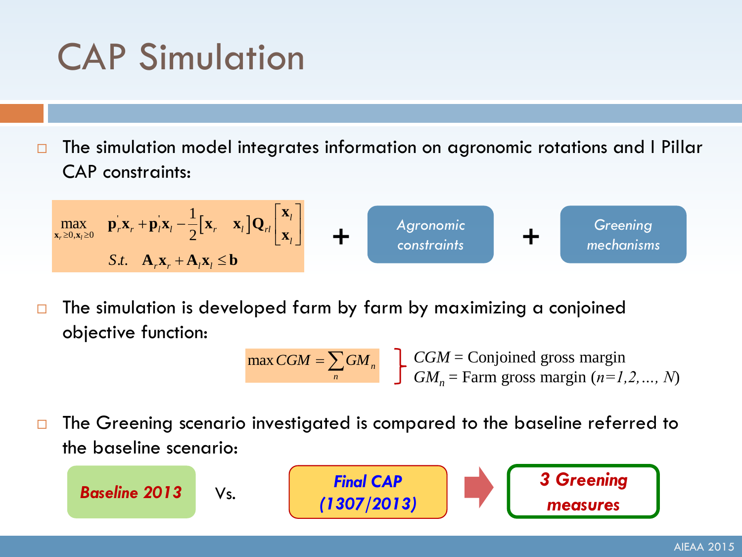# CAP Simulation

- The simulation model integrates information on agronomic rotations and I Pillar CAP constraints:

$$\max_{\mathbf{x}_r \geq 0, \mathbf{x}_l \geq 0} \quad \mathbf{p}_r^{'}\mathbf{x}_r + \mathbf{p}_l^{'}\mathbf{x}_l - \frac{1}{2}\begin{bmatrix}\mathbf{x}_r & \mathbf{x}_l\end{bmatrix}\mathbf{Q}_{rl}\begin{bmatrix}\mathbf{x}_l \\ \mathbf{x}_l\end{bmatrix}$$

$$S.t. \quad \mathbf{A}_r\mathbf{x}_r + \mathbf{A}_l\mathbf{x}_l \leq \mathbf{b}$$

+ *Agronomic constraints* + *Greening mechanisms*

- The simulation is developed farm by farm by maximizing a conjoined objective function:

$$\max CGM = \sum_n GM_n$$

$CGM$ = Conjoined gross margin
$GM_n$ = Farm gross margin ($n=1,2,\dots, N$)

- The Greening scenario investigated is compared to the baseline referred to the baseline scenario:

***Baseline 2013*** Vs. ***Final CAP (1307/2013)*** → ***3 Greening measures***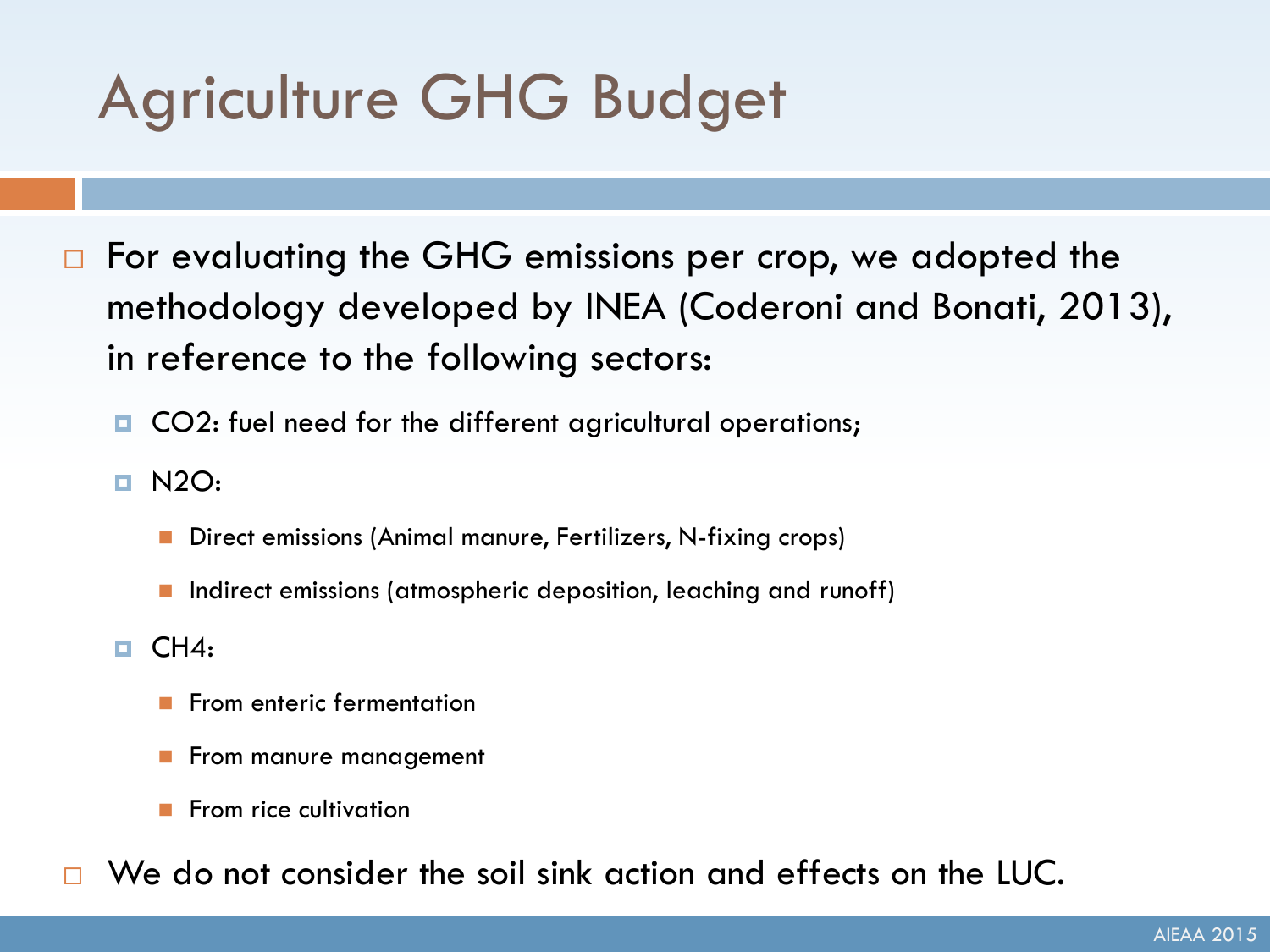# Agriculture GHG Budget

- For evaluating the GHG emissions per crop, we adopted the methodology developed by INEA (Coderoni and Bonati, 2013), in reference to the following sectors:
  - $CO_2$: fuel need for the different agricultural operations;
  - $N_2O$:
    - Direct emissions (Animal manure, Fertilizers, N-fixing crops)
    - Indirect emissions (atmospheric deposition, leaching and runoff)
  - $CH_4$:
    - From enteric fermentation
    - From manure management
    - From rice cultivation
- We do not consider the soil sink action and effects on the LUC.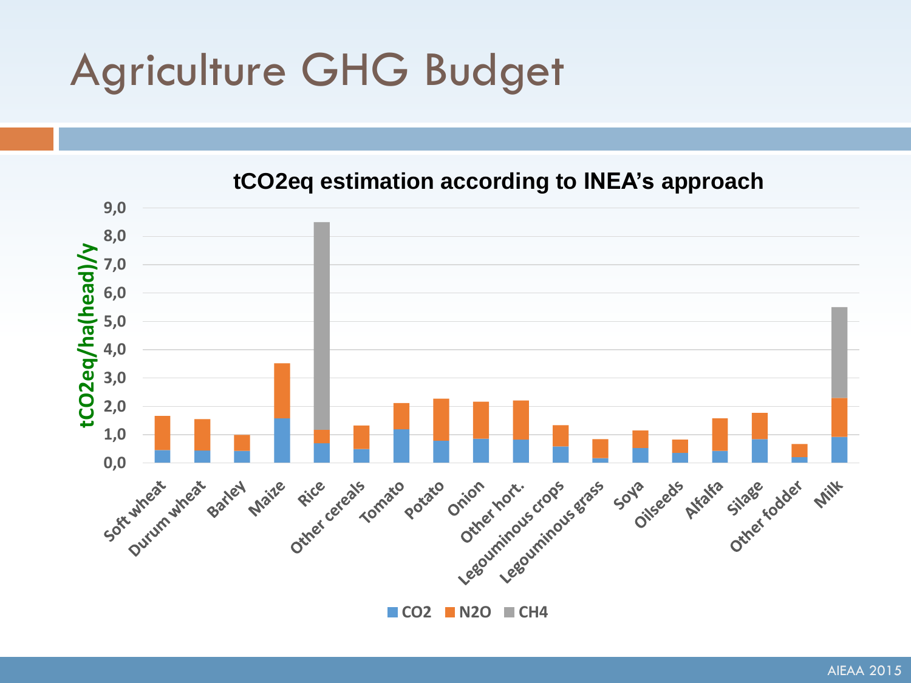# Agriculture GHG Budget

**tCO2eq estimation according to INEA's approach**

Y-axis: tCO2eq/ha(head)/y (0,0 – 9,0)

Categories: Soft wheat, Durum wheat, Barley, Maize, Rice, Other cereals, Tomato, Potato, Onion, Other hort., Legouminous crops, Legouminous grass, Soya, Oilseeds, Alfalfa, Silage, Other fodder, Milk

Legend: CO2, N2O, CH4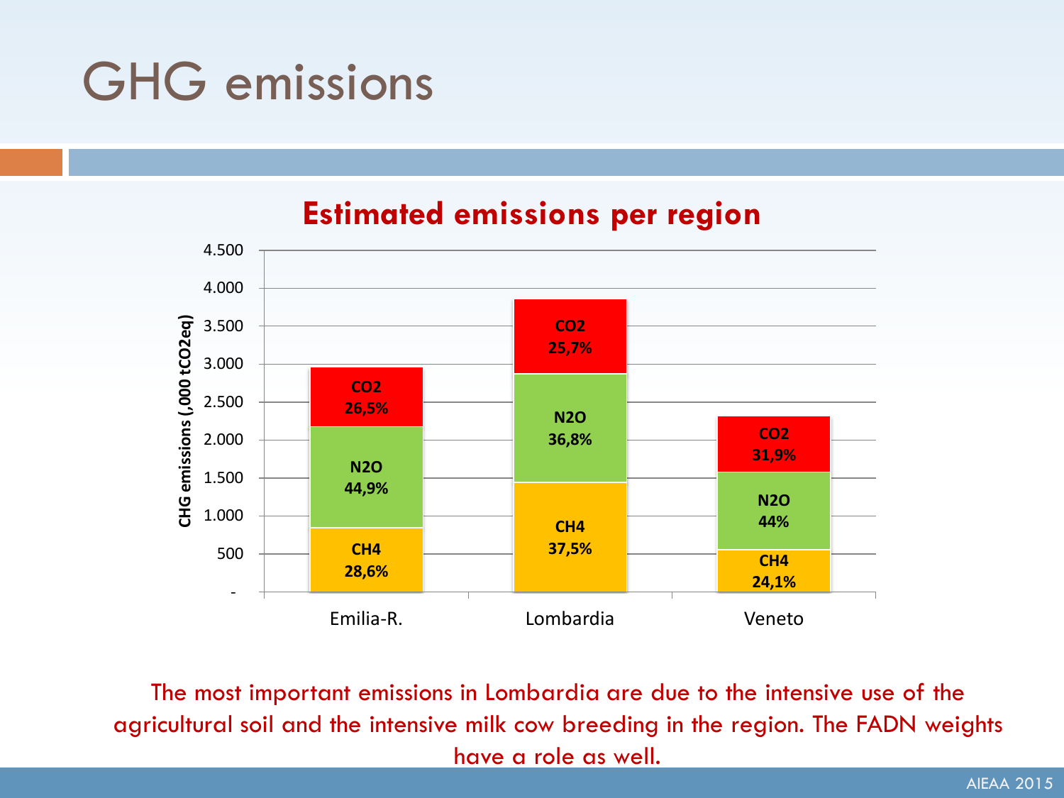# GHG emissions

## Estimated emissions per region

CHG emissions (,000 tCO2eq)

| Region | CH4 | N2O | CO2 |
|---|---|---|---|
| Emilia-R. | 28,6% | 44,9% | 26,5% |
| Lombardia | 37,5% | 36,8% | 25,7% |
| Veneto | 24,1% | 44% | 31,9% |

The most important emissions in Lombardia are due to the intensive use of the agricultural soil and the intensive milk cow breeding in the region. The FADN weights have a role as well.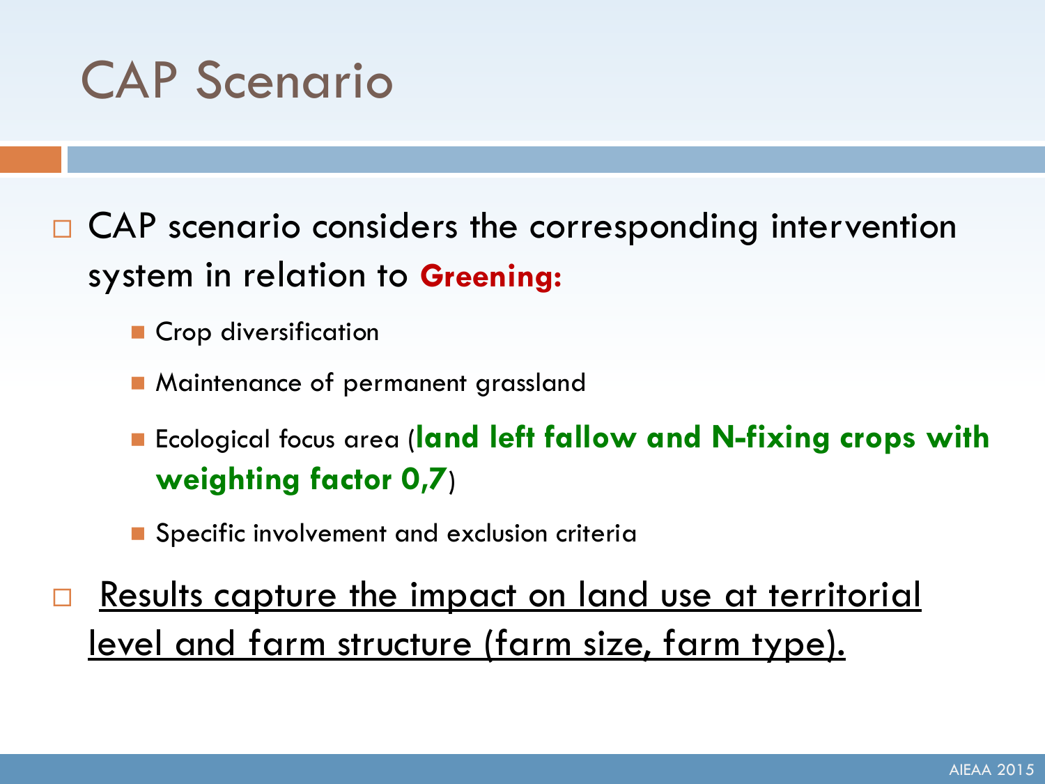# CAP Scenario

- CAP scenario considers the corresponding intervention system in relation to **Greening:**
  - Crop diversification
  - Maintenance of permanent grassland
  - Ecological focus area (**land left fallow and N-fixing crops with weighting factor 0,7**)
  - Specific involvement and exclusion criteria
- <u>Results capture the impact on land use at territorial level and farm structure (farm size, farm type).</u>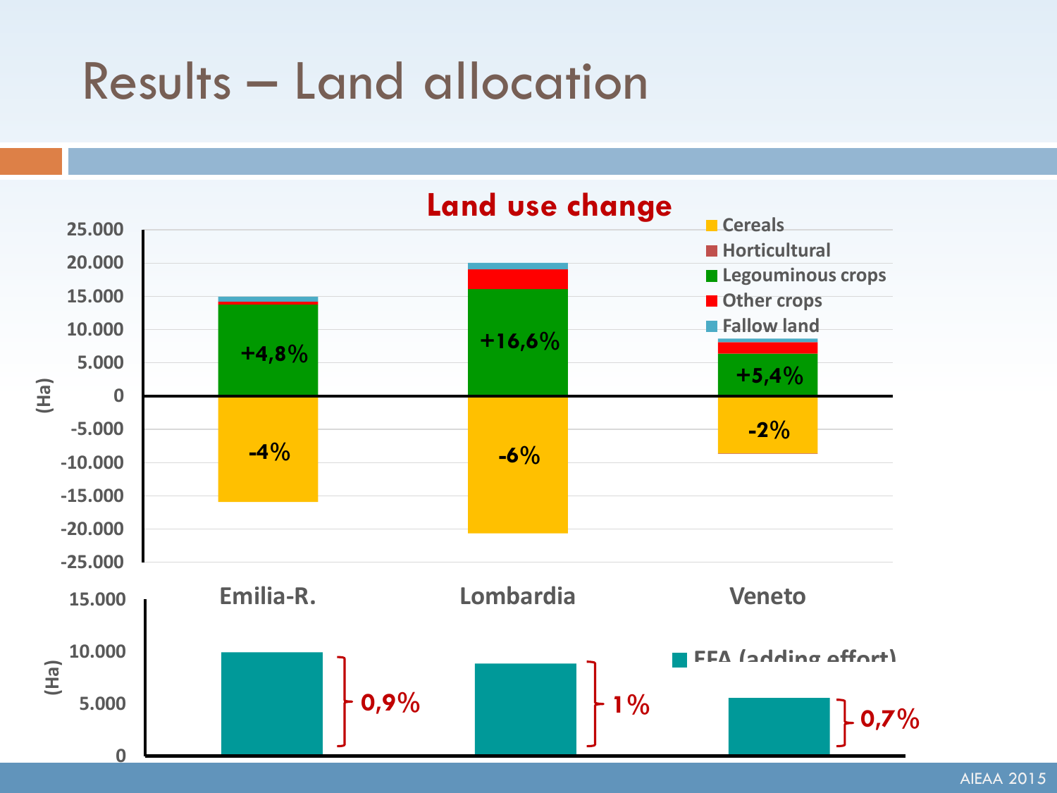# Results – Land allocation

**Land use change**

Legend: Cereals, Horticultural, Legouminous crops, Other crops, Fallow land

(Ha)

| | Emilia-R. | Lombardia | Veneto |
|---|---|---|---|
| Legouminous crops | +4,8% | +16,6% | +5,4% |
| Cereals | -4% | -6% | -2% |

Y-axis: 25.000, 20.000, 15.000, 10.000, 5.000, 0, -5.000, -10.000, -15.000, -20.000, -25.000

EFA (adding effort)

(Ha)

| | Emilia-R. | Lombardia | Veneto |
|---|---|---|---|
| EFA (adding effort) | 0,9% | 1% | 0,7% |

Y-axis: 15.000, 10.000, 5.000, 0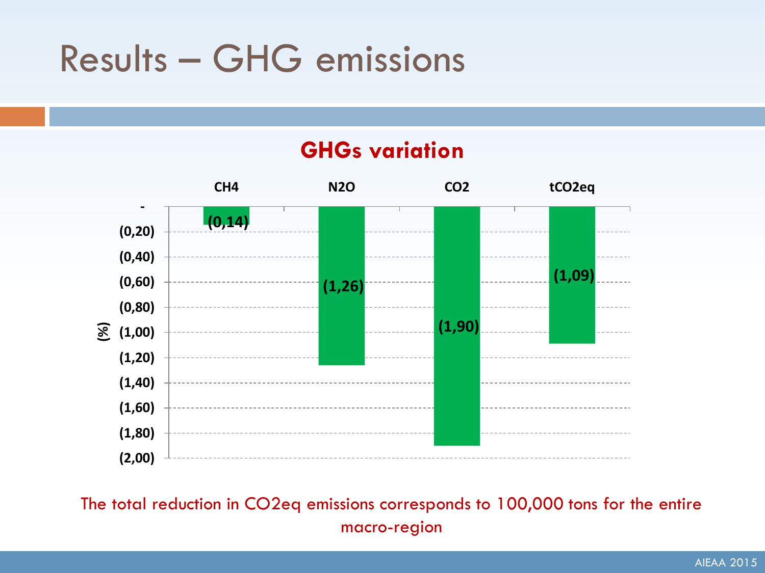# Results – GHG emissions

**GHGs variation**

| | CH4 | N2O | CO2 | tCO2eq |
|---|---|---|---|---|
| (%) | (0,14) | (1,26) | (1,90) | (1,09) |

The total reduction in CO2eq emissions corresponds to 100,000 tons for the entire macro-region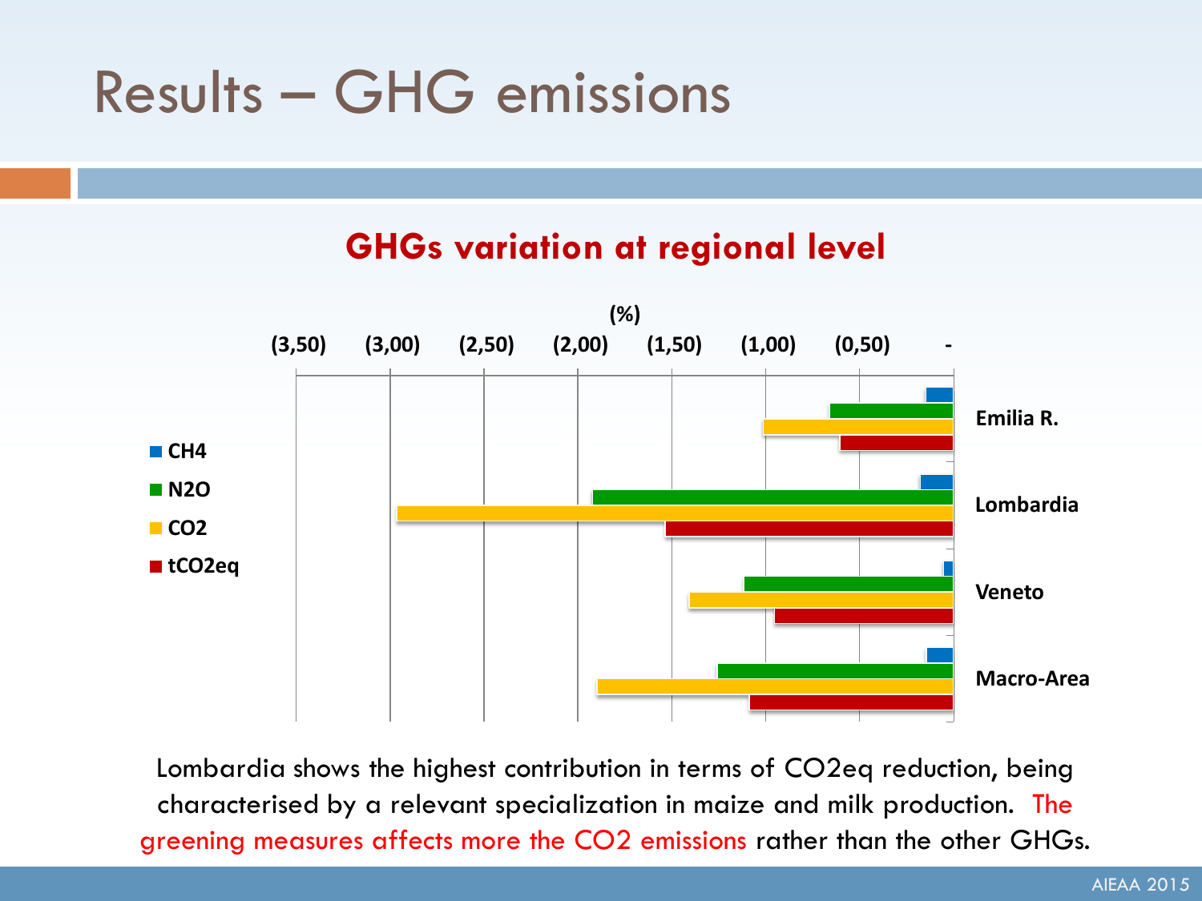# Results – GHG emissions

## GHGs variation at regional level

(%)

(3,50) (3,00) (2,50) (2,00) (1,50) (1,00) (0,50) -

- $CH_4$
- $N_2O$
- $CO_2$
- $tCO_2eq$

Emilia R.

Lombardia

Veneto

Macro-Area

Lombardia shows the highest contribution in terms of $CO_2eq$ reduction, being characterised by a relevant specialization in maize and milk production. The greening measures affects more the $CO_2$ emissions rather than the other GHGs.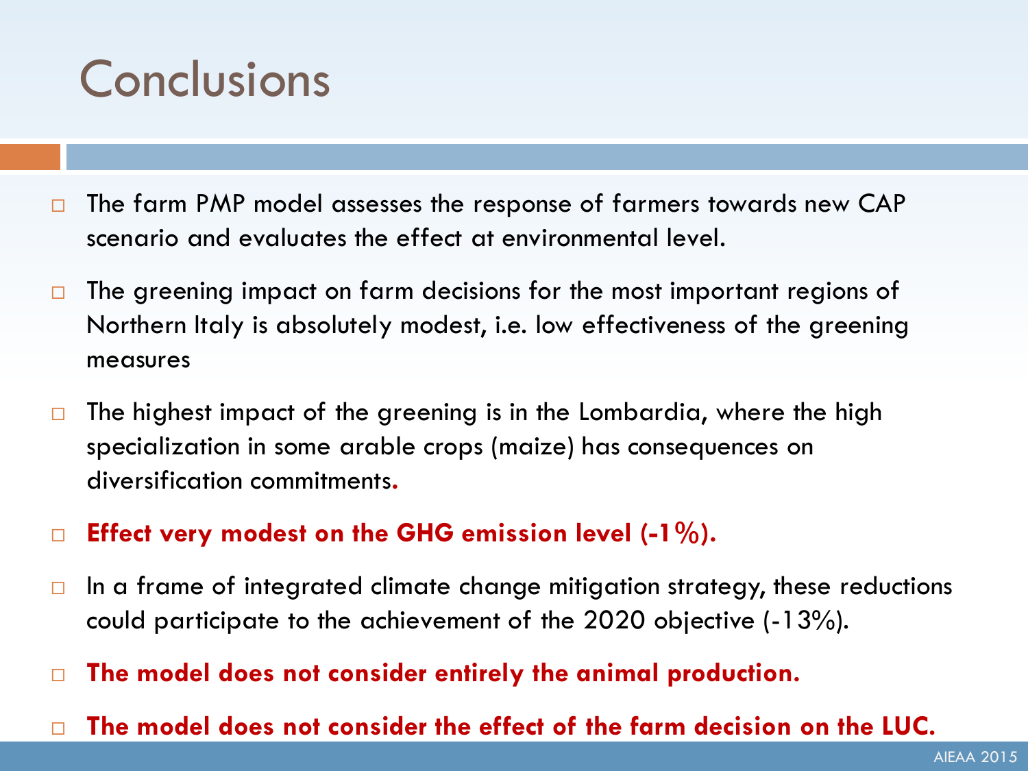# Conclusions

- The farm PMP model assesses the response of farmers towards new CAP scenario and evaluates the effect at environmental level.
- The greening impact on farm decisions for the most important regions of Northern Italy is absolutely modest, i.e. low effectiveness of the greening measures
- The highest impact of the greening is in the Lombardia, where the high specialization in some arable crops (maize) has consequences on diversification commitments.
- **Effect very modest on the GHG emission level (-1%).**
- In a frame of integrated climate change mitigation strategy, these reductions could participate to the achievement of the 2020 objective (-13%).
- **The model does not consider entirely the animal production.**
- **The model does not consider the effect of the farm decision on the LUC.**